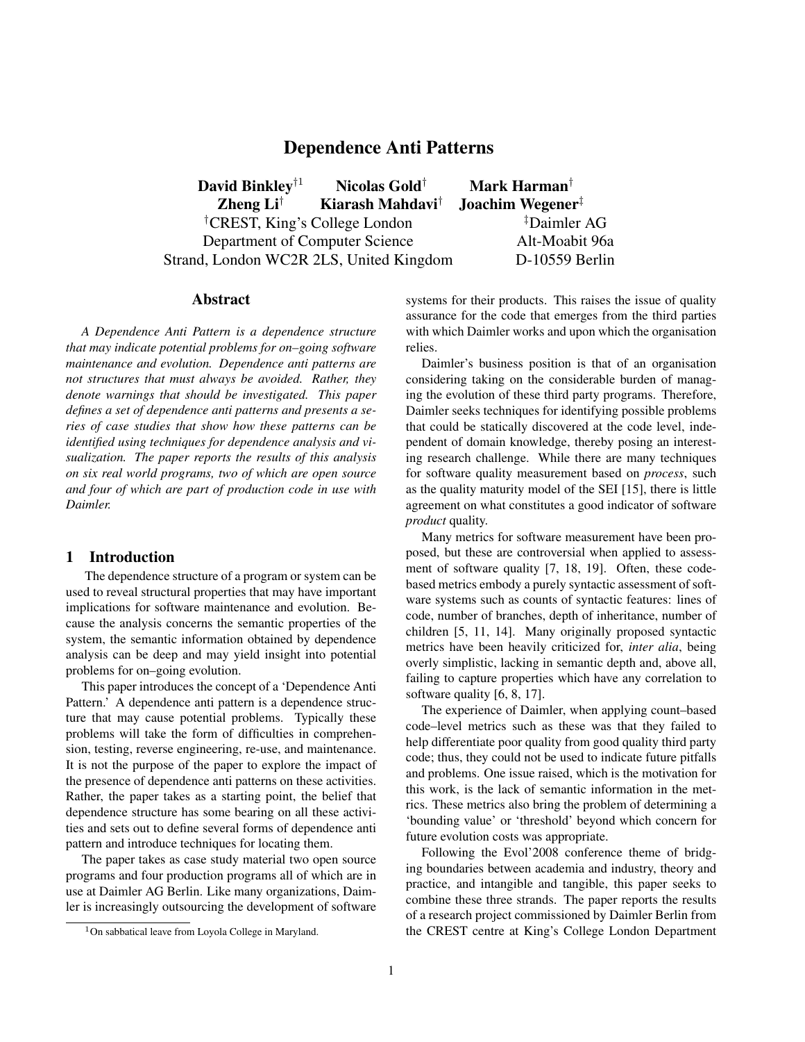# Dependence Anti Patterns

**David Binkley**[†1] **Nicolas Gold**[†] **Mark Harman**[†]
**Zheng Li**[†] **Kiarash Mahdavi**[†] **Joachim Wegener**[‡]

[†]CREST, King's College London
Department of Computer Science
Strand, London WC2R 2LS, United Kingdom

[‡]Daimler AG
Alt-Moabit 96a
D-10559 Berlin

## Abstract

*A Dependence Anti Pattern is a dependence structure that may indicate potential problems for on–going software maintenance and evolution. Dependence anti patterns are not structures that must always be avoided. Rather, they denote warnings that should be investigated. This paper defines a set of dependence anti patterns and presents a series of case studies that show how these patterns can be identified using techniques for dependence analysis and visualization. The paper reports the results of this analysis on six real world programs, two of which are open source and four of which are part of production code in use with Daimler.*

## 1 Introduction

The dependence structure of a program or system can be used to reveal structural properties that may have important implications for software maintenance and evolution. Because the analysis concerns the semantic properties of the system, the semantic information obtained by dependence analysis can be deep and may yield insight into potential problems for on–going evolution.

This paper introduces the concept of a 'Dependence Anti Pattern.' A dependence anti pattern is a dependence structure that may cause potential problems. Typically these problems will take the form of difficulties in comprehension, testing, reverse engineering, re-use, and maintenance. It is not the purpose of the paper to explore the impact of the presence of dependence anti patterns on these activities. Rather, the paper takes as a starting point, the belief that dependence structure has some bearing on all these activities and sets out to define several forms of dependence anti pattern and introduce techniques for locating them.

The paper takes as case study material two open source programs and four production programs all of which are in use at Daimler AG Berlin. Like many organizations, Daimler is increasingly outsourcing the development of software systems for their products. This raises the issue of quality assurance for the code that emerges from the third parties with which Daimler works and upon which the organisation relies.

Daimler's business position is that of an organisation considering taking on the considerable burden of managing the evolution of these third party programs. Therefore, Daimler seeks techniques for identifying possible problems that could be statically discovered at the code level, independent of domain knowledge, thereby posing an interesting research challenge. While there are many techniques for software quality measurement based on *process*, such as the quality maturity model of the SEI [15], there is little agreement on what constitutes a good indicator of software *product* quality.

Many metrics for software measurement have been proposed, but these are controversial when applied to assessment of software quality [7, 18, 19]. Often, these code-based metrics embody a purely syntactic assessment of software systems such as counts of syntactic features: lines of code, number of branches, depth of inheritance, number of children [5, 11, 14]. Many originally proposed syntactic metrics have been heavily criticized for, *inter alia*, being overly simplistic, lacking in semantic depth and, above all, failing to capture properties which have any correlation to software quality [6, 8, 17].

The experience of Daimler, when applying count–based code–level metrics such as these was that they failed to help differentiate poor quality from good quality third party code; thus, they could not be used to indicate future pitfalls and problems. One issue raised, which is the motivation for this work, is the lack of semantic information in the metrics. These metrics also bring the problem of determining a 'bounding value' or 'threshold' beyond which concern for future evolution costs was appropriate.

Following the Evol'2008 conference theme of bridging boundaries between academia and industry, theory and practice, and intangible and tangible, this paper seeks to combine these three strands. The paper reports the results of a research project commissioned by Daimler Berlin from the CREST centre at King's College London Department

[1] On sabbatical leave from Loyola College in Maryland.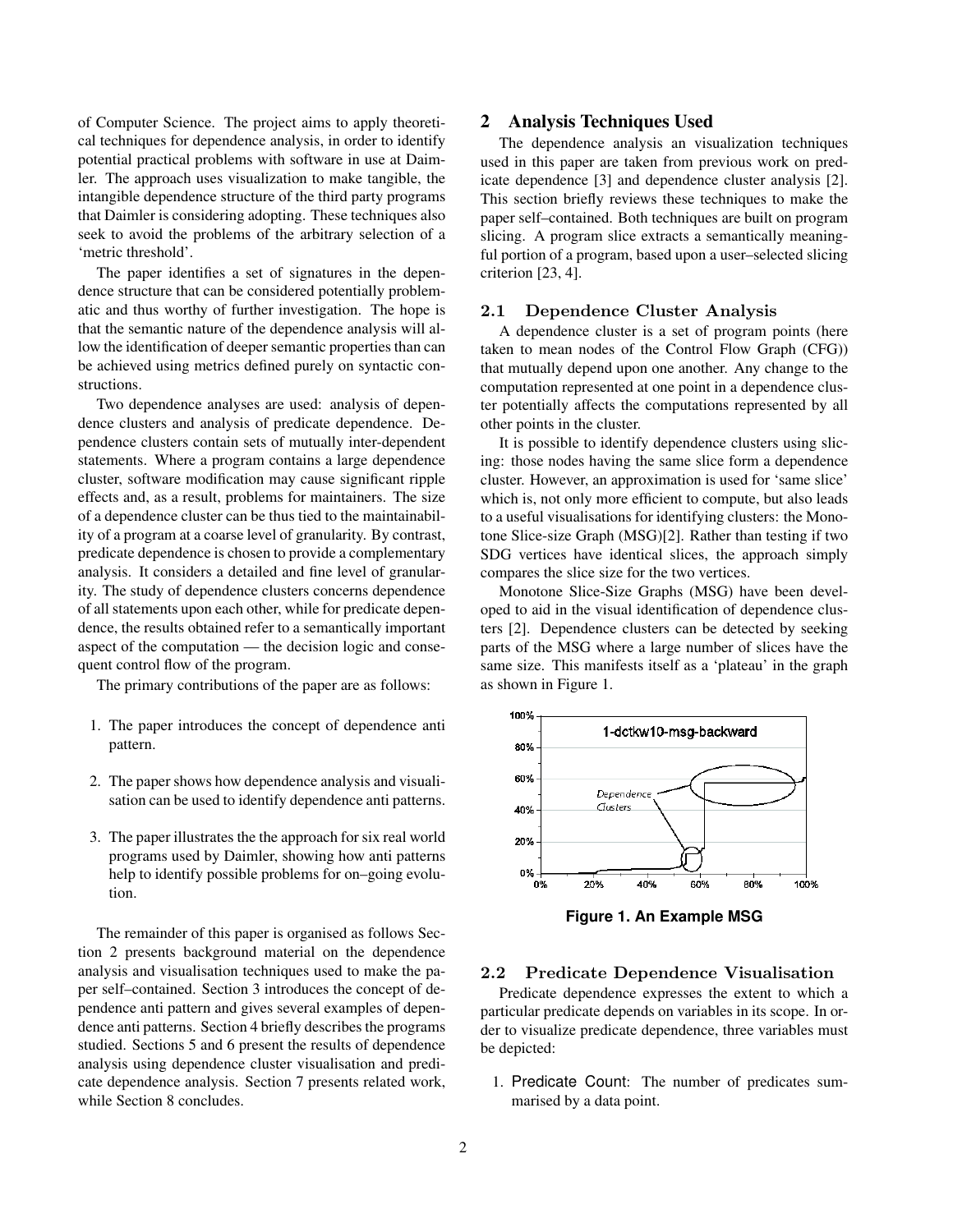of Computer Science. The project aims to apply theoretical techniques for dependence analysis, in order to identify potential practical problems with software in use at Daimler. The approach uses visualization to make tangible, the intangible dependence structure of the third party programs that Daimler is considering adopting. These techniques also seek to avoid the problems of the arbitrary selection of a 'metric threshold'.

The paper identifies a set of signatures in the dependence structure that can be considered potentially problematic and thus worthy of further investigation. The hope is that the semantic nature of the dependence analysis will allow the identification of deeper semantic properties than can be achieved using metrics defined purely on syntactic constructions.

Two dependence analyses are used: analysis of dependence clusters and analysis of predicate dependence. Dependence clusters contain sets of mutually inter-dependent statements. Where a program contains a large dependence cluster, software modification may cause significant ripple effects and, as a result, problems for maintainers. The size of a dependence cluster can be thus tied to the maintainability of a program at a coarse level of granularity. By contrast, predicate dependence is chosen to provide a complementary analysis. It considers a detailed and fine level of granularity. The study of dependence clusters concerns dependence of all statements upon each other, while for predicate dependence, the results obtained refer to a semantically important aspect of the computation — the decision logic and consequent control flow of the program.

The primary contributions of the paper are as follows:

1. The paper introduces the concept of dependence anti pattern.
2. The paper shows how dependence analysis and visualisation can be used to identify dependence anti patterns.
3. The paper illustrates the the approach for six real world programs used by Daimler, showing how anti patterns help to identify possible problems for on–going evolution.

The remainder of this paper is organised as follows Section 2 presents background material on the dependence analysis and visualisation techniques used to make the paper self–contained. Section 3 introduces the concept of dependence anti pattern and gives several examples of dependence anti patterns. Section 4 briefly describes the programs studied. Sections 5 and 6 present the results of dependence analysis using dependence cluster visualisation and predicate dependence analysis. Section 7 presents related work, while Section 8 concludes.

## 2 Analysis Techniques Used

The dependence analysis an visualization techniques used in this paper are taken from previous work on predicate dependence [3] and dependence cluster analysis [2]. This section briefly reviews these techniques to make the paper self–contained. Both techniques are built on program slicing. A program slice extracts a semantically meaningful portion of a program, based upon a user–selected slicing criterion [23, 4].

### 2.1 Dependence Cluster Analysis

A dependence cluster is a set of program points (here taken to mean nodes of the Control Flow Graph (CFG)) that mutually depend upon one another. Any change to the computation represented at one point in a dependence cluster potentially affects the computations represented by all other points in the cluster.

It is possible to identify dependence clusters using slicing: those nodes having the same slice form a dependence cluster. However, an approximation is used for 'same slice' which is, not only more efficient to compute, but also leads to a useful visualisations for identifying clusters: the Monotone Slice-size Graph (MSG)[2]. Rather than testing if two SDG vertices have identical slices, the approach simply compares the slice size for the two vertices.

Monotone Slice-Size Graphs (MSG) have been developed to aid in the visual identification of dependence clusters [2]. Dependence clusters can be detected by seeking parts of the MSG where a large number of slices have the same size. This manifests itself as a 'plateau' in the graph as shown in Figure 1.

**Figure 1. An Example MSG**

### 2.2 Predicate Dependence Visualisation

Predicate dependence expresses the extent to which a particular predicate depends on variables in its scope. In order to visualize predicate dependence, three variables must be depicted:

1. Predicate Count: The number of predicates summarised by a data point.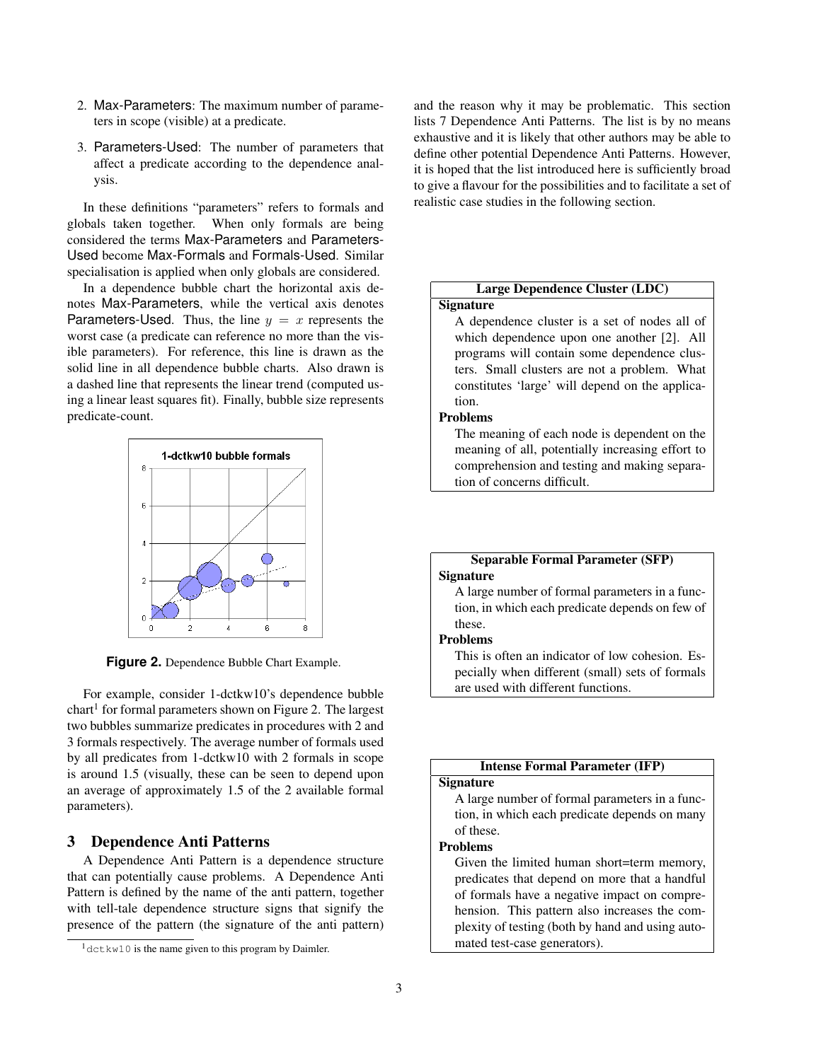2. Max-Parameters: The maximum number of parameters in scope (visible) at a predicate.

3. Parameters-Used: The number of parameters that affect a predicate according to the dependence analysis.

In these definitions "parameters" refers to formals and globals taken together. When only formals are being considered the terms Max-Parameters and Parameters-Used become Max-Formals and Formals-Used. Similar specialisation is applied when only globals are considered.

In a dependence bubble chart the horizontal axis denotes Max-Parameters, while the vertical axis denotes Parameters-Used. Thus, the line $y = x$ represents the worst case (a predicate can reference no more than the visible parameters). For reference, this line is drawn as the solid line in all dependence bubble charts. Also drawn is a dashed line that represents the linear trend (computed using a linear least squares fit). Finally, bubble size represents predicate-count.

**Figure 2.** Dependence Bubble Chart Example.

For example, consider 1-dctkw10's dependence bubble chart[1] for formal parameters shown on Figure 2. The largest two bubbles summarize predicates in procedures with 2 and 3 formals respectively. The average number of formals used by all predicates from 1-dctkw10 with 2 formals in scope is around 1.5 (visually, these can be seen to depend upon an average of approximately 1.5 of the 2 available formal parameters).

## 3 Dependence Anti Patterns

A Dependence Anti Pattern is a dependence structure that can potentially cause problems. A Dependence Anti Pattern is defined by the name of the anti pattern, together with tell-tale dependence structure signs that signify the presence of the pattern (the signature of the anti pattern) and the reason why it may be problematic. This section lists 7 Dependence Anti Patterns. The list is by no means exhaustive and it is likely that other authors may be able to define other potential Dependence Anti Patterns. However, it is hoped that the list introduced here is sufficiently broad to give a flavour for the possibilities and to facilitate a set of realistic case studies in the following section.

**Large Dependence Cluster (LDC)**

**Signature**

A dependence cluster is a set of nodes all of which dependence upon one another [2]. All programs will contain some dependence clusters. Small clusters are not a problem. What constitutes 'large' will depend on the application.

**Problems**

The meaning of each node is dependent on the meaning of all, potentially increasing effort to comprehension and testing and making separation of concerns difficult.

**Separable Formal Parameter (SFP)**

**Signature**

A large number of formal parameters in a function, in which each predicate depends on few of these.

**Problems**

This is often an indicator of low cohesion. Especially when different (small) sets of formals are used with different functions.

**Intense Formal Parameter (IFP)**

**Signature**

A large number of formal parameters in a function, in which each predicate depends on many of these.

**Problems**

Given the limited human short=term memory, predicates that depend on more that a handful of formals have a negative impact on comprehension. This pattern also increases the complexity of testing (both by hand and using automated test-case generators).

[1] `dctkw10` is the name given to this program by Daimler.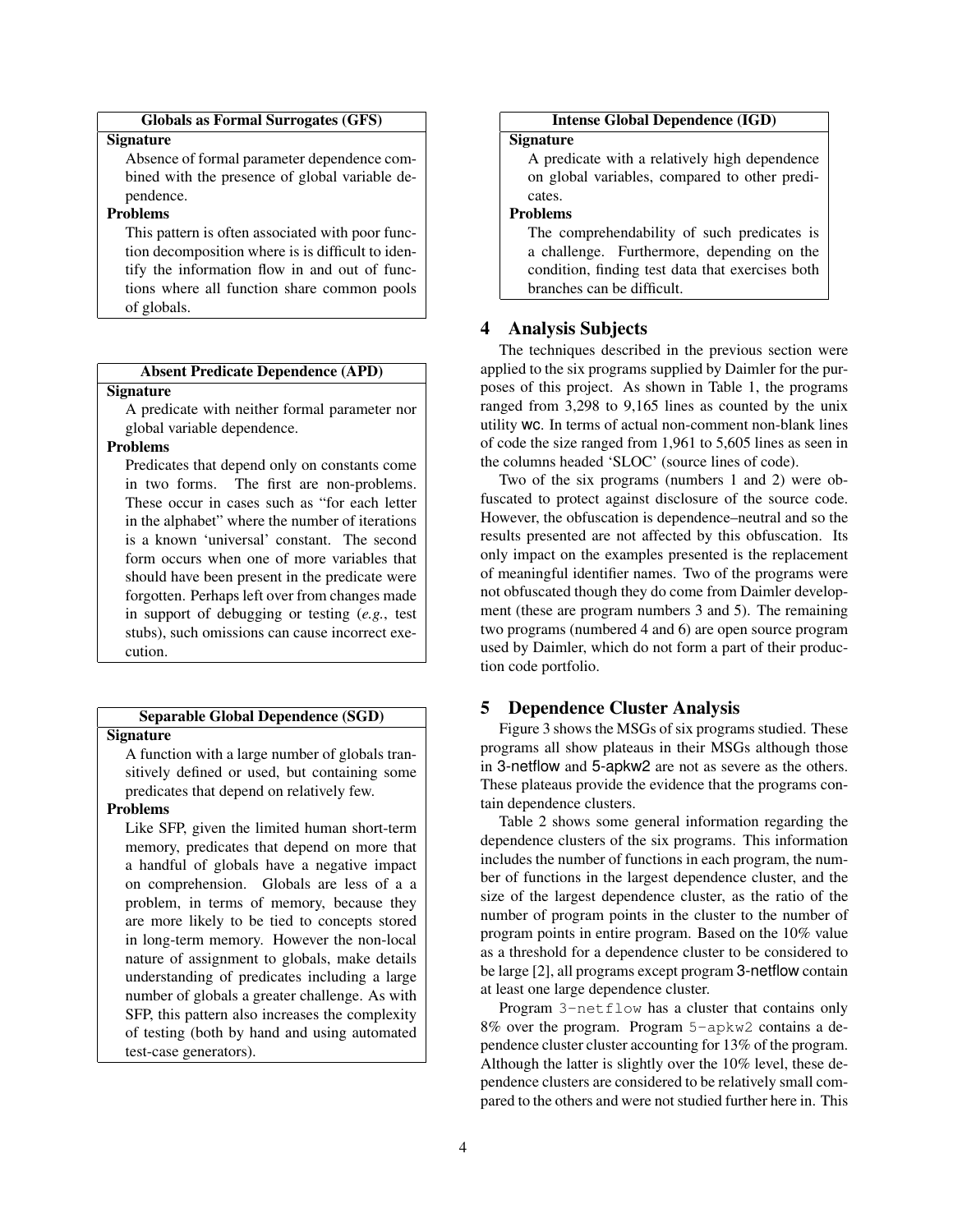| Globals as Formal Surrogates (GFS) |
|---|
| **Signature** |
| Absence of formal parameter dependence combined with the presence of global variable dependence. |
| **Problems** |
| This pattern is often associated with poor function decomposition where is is difficult to identify the information flow in and out of functions where all function share common pools of globals. |

| Absent Predicate Dependence (APD) |
|---|
| **Signature** |
| A predicate with neither formal parameter nor global variable dependence. |
| **Problems** |
| Predicates that depend only on constants come in two forms. The first are non-problems. These occur in cases such as "for each letter in the alphabet" where the number of iterations is a known 'universal' constant. The second form occurs when one of more variables that should have been present in the predicate were forgotten. Perhaps left over from changes made in support of debugging or testing (*e.g.*, test stubs), such omissions can cause incorrect execution. |

| Separable Global Dependence (SGD) |
|---|
| **Signature** |
| A function with a large number of globals transitively defined or used, but containing some predicates that depend on relatively few. |
| **Problems** |
| Like SFP, given the limited human short-term memory, predicates that depend on more that a handful of globals have a negative impact on comprehension. Globals are less of a a problem, in terms of memory, because they are more likely to be tied to concepts stored in long-term memory. However the non-local nature of assignment to globals, make details understanding of predicates including a large number of globals a greater challenge. As with SFP, this pattern also increases the complexity of testing (both by hand and using automated test-case generators). |

| Intense Global Dependence (IGD) |
|---|
| **Signature** |
| A predicate with a relatively high dependence on global variables, compared to other predicates. |
| **Problems** |
| The comprehendability of such predicates is a challenge. Furthermore, depending on the condition, finding test data that exercises both branches can be difficult. |

## 4 Analysis Subjects

The techniques described in the previous section were applied to the six programs supplied by Daimler for the purposes of this project. As shown in Table 1, the programs ranged from 3,298 to 9,165 lines as counted by the unix utility wc. In terms of actual non-comment non-blank lines of code the size ranged from 1,961 to 5,605 lines as seen in the columns headed 'SLOC' (source lines of code).

Two of the six programs (numbers 1 and 2) were obfuscated to protect against disclosure of the source code. However, the obfuscation is dependence–neutral and so the results presented are not affected by this obfuscation. Its only impact on the examples presented is the replacement of meaningful identifier names. Two of the programs were not obfuscated though they do come from Daimler development (these are program numbers 3 and 5). The remaining two programs (numbered 4 and 6) are open source program used by Daimler, which do not form a part of their production code portfolio.

## 5 Dependence Cluster Analysis

Figure 3 shows the MSGs of six programs studied. These programs all show plateaus in their MSGs although those in 3-netflow and 5-apkw2 are not as severe as the others. These plateaus provide the evidence that the programs contain dependence clusters.

Table 2 shows some general information regarding the dependence clusters of the six programs. This information includes the number of functions in each program, the number of functions in the largest dependence cluster, and the size of the largest dependence cluster, as the ratio of the number of program points in the cluster to the number of program points in entire program. Based on the 10% value as a threshold for a dependence cluster to be considered to be large [2], all programs except program 3-netflow contain at least one large dependence cluster.

Program `3-netflow` has a cluster that contains only 8% over the program. Program `5-apkw2` contains a dependence cluster cluster accounting for 13% of the program. Although the latter is slightly over the 10% level, these dependence clusters are considered to be relatively small compared to the others and were not studied further here in. This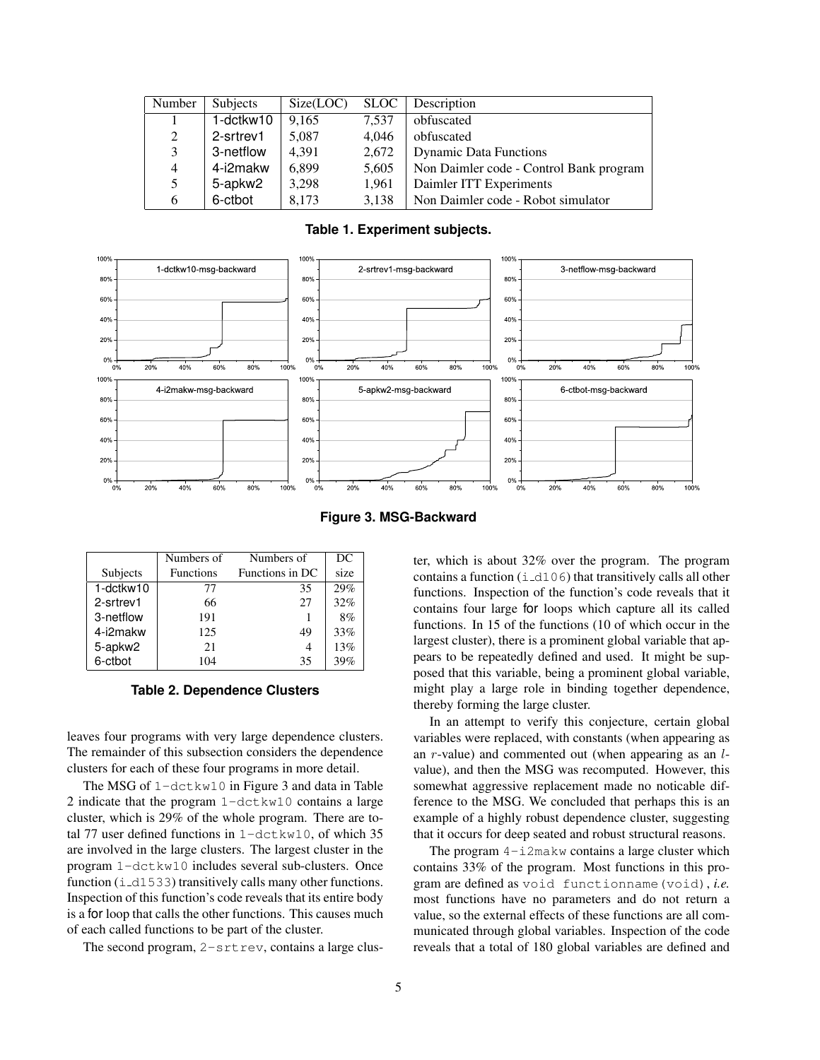| Number | Subjects | Size(LOC) | SLOC | Description |
|---|---|---|---|---|
| 1 | 1-dctkw10 | 9,165 | 7,537 | obfuscated |
| 2 | 2-srtrev1 | 5,087 | 4,046 | obfuscated |
| 3 | 3-netflow | 4,391 | 2,672 | Dynamic Data Functions |
| 4 | 4-i2makw | 6,899 | 5,605 | Non Daimler code - Control Bank program |
| 5 | 5-apkw2 | 3,298 | 1,961 | Daimler ITT Experiments |
| 6 | 6-ctbot | 8,173 | 3,138 | Non Daimler code - Robot simulator |

**Table 1. Experiment subjects.**

**Figure 3. MSG-Backward**

| Subjects | Numbers of Functions | Numbers of Functions in DC | DC size |
|---|---|---|---|
| 1-dctkw10 | 77 | 35 | 29% |
| 2-srtrev1 | 66 | 27 | 32% |
| 3-netflow | 191 | 1 | 8% |
| 4-i2makw | 125 | 49 | 33% |
| 5-apkw2 | 21 | 4 | 13% |
| 6-ctbot | 104 | 35 | 39% |

**Table 2. Dependence Clusters**

leaves four programs with very large dependence clusters. The remainder of this subsection considers the dependence clusters for each of these four programs in more detail.

The MSG of `1-dctkw10` in Figure 3 and data in Table 2 indicate that the program `1-dctkw10` contains a large cluster, which is 29% of the whole program. There are total 77 user defined functions in `1-dctkw10`, of which 35 are involved in the large clusters. The largest cluster in the program `1-dctkw10` includes several sub-clusters. Once function (`i_d1533`) transitively calls many other functions. Inspection of this function's code reveals that its entire body is a for loop that calls the other functions. This causes much of each called functions to be part of the cluster.

The second program, `2-srtrev`, contains a large cluster, which is about 32% over the program. The program contains a function (`i_d106`) that transitively calls all other functions. Inspection of the function's code reveals that it contains four large for loops which capture all its called functions. In 15 of the functions (10 of which occur in the largest cluster), there is a prominent global variable that appears to be repeatedly defined and used. It might be supposed that this variable, being a prominent global variable, might play a large role in binding together dependence, thereby forming the large cluster.

In an attempt to verify this conjecture, certain global variables were replaced, with constants (when appearing as an $r$-value) and commented out (when appearing as an $l$-value), and then the MSG was recomputed. However, this somewhat aggressive replacement made no noticable difference to the MSG. We concluded that perhaps this is an example of a highly robust dependence cluster, suggesting that it occurs for deep seated and robust structural reasons.

The program `4-i2makw` contains a large cluster which contains 33% of the program. Most functions in this program are defined as `void functionname(void)`, *i.e.* most functions have no parameters and do not return a value, so the external effects of these functions are all communicated through global variables. Inspection of the code reveals that a total of 180 global variables are defined and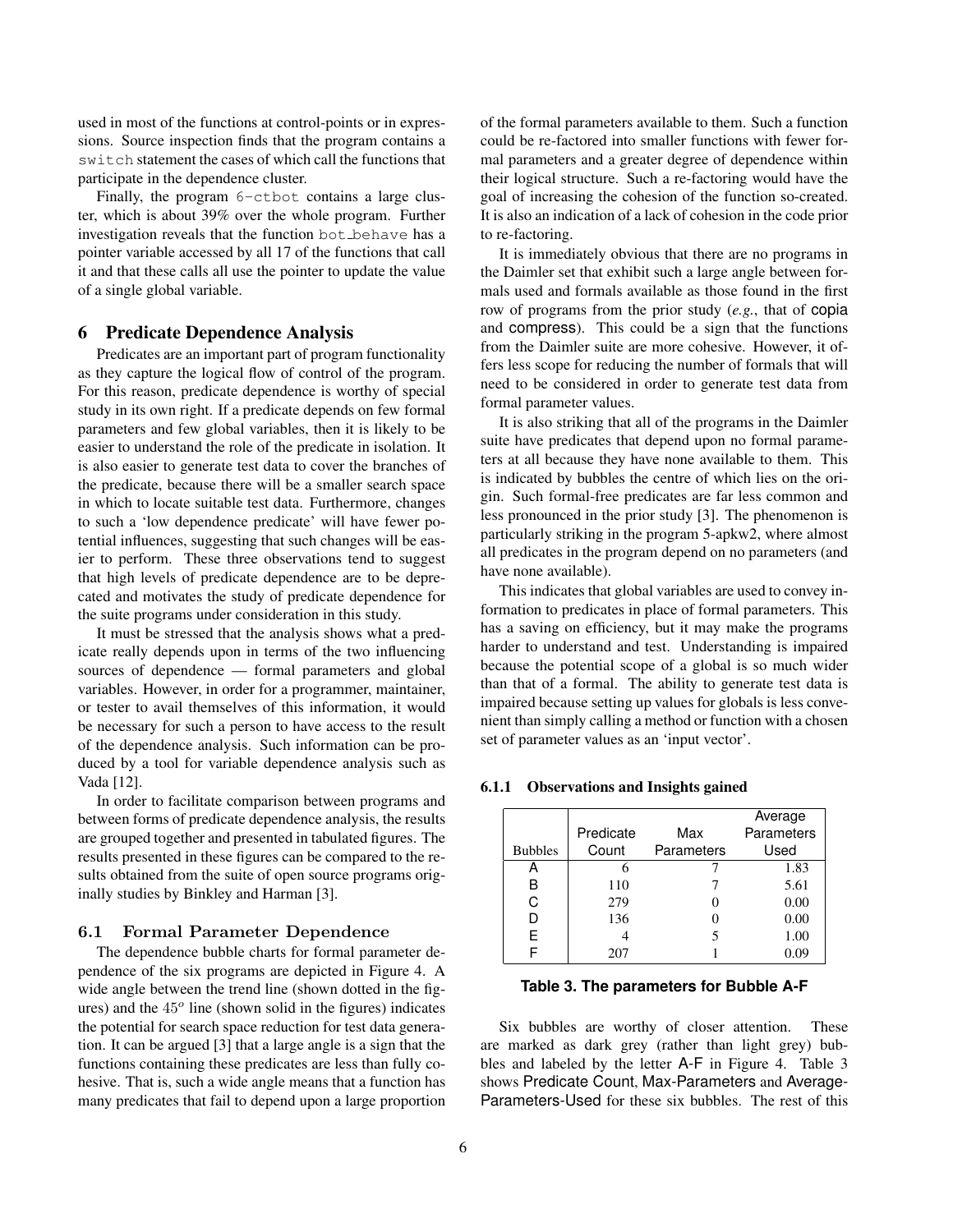used in most of the functions at control-points or in expressions. Source inspection finds that the program contains a `switch` statement the cases of which call the functions that participate in the dependence cluster.

Finally, the program `6-ctbot` contains a large cluster, which is about 39% over the whole program. Further investigation reveals that the function `bot_behave` has a pointer variable accessed by all 17 of the functions that call it and that these calls all use the pointer to update the value of a single global variable.

# 6 Predicate Dependence Analysis

Predicates are an important part of program functionality as they capture the logical flow of control of the program. For this reason, predicate dependence is worthy of special study in its own right. If a predicate depends on few formal parameters and few global variables, then it is likely to be easier to understand the role of the predicate in isolation. It is also easier to generate test data to cover the branches of the predicate, because there will be a smaller search space in which to locate suitable test data. Furthermore, changes to such a 'low dependence predicate' will have fewer potential influences, suggesting that such changes will be easier to perform. These three observations tend to suggest that high levels of predicate dependence are to be deprecated and motivates the study of predicate dependence for the suite programs under consideration in this study.

It must be stressed that the analysis shows what a predicate really depends upon in terms of the two influencing sources of dependence — formal parameters and global variables. However, in order for a programmer, maintainer, or tester to avail themselves of this information, it would be necessary for such a person to have access to the result of the dependence analysis. Such information can be produced by a tool for variable dependence analysis such as Vada [12].

In order to facilitate comparison between programs and between forms of predicate dependence analysis, the results are grouped together and presented in tabulated figures. The results presented in these figures can be compared to the results obtained from the suite of open source programs originally studies by Binkley and Harman [3].

## 6.1 Formal Parameter Dependence

The dependence bubble charts for formal parameter dependence of the six programs are depicted in Figure 4. A wide angle between the trend line (shown dotted in the figures) and the $45^o$ line (shown solid in the figures) indicates the potential for search space reduction for test data generation. It can be argued [3] that a large angle is a sign that the functions containing these predicates are less than fully cohesive. That is, such a wide angle means that a function has many predicates that fail to depend upon a large proportion of the formal parameters available to them. Such a function could be re-factored into smaller functions with fewer formal parameters and a greater degree of dependence within their logical structure. Such a re-factoring would have the goal of increasing the cohesion of the function so-created. It is also an indication of a lack of cohesion in the code prior to re-factoring.

It is immediately obvious that there are no programs in the Daimler set that exhibit such a large angle between formals used and formals available as those found in the first row of programs from the prior study (*e.g.*, that of copia and compress). This could be a sign that the functions from the Daimler suite are more cohesive. However, it offers less scope for reducing the number of formals that will need to be considered in order to generate test data from formal parameter values.

It is also striking that all of the programs in the Daimler suite have predicates that depend upon no formal parameters at all because they have none available to them. This is indicated by bubbles the centre of which lies on the origin. Such formal-free predicates are far less common and less pronounced in the prior study [3]. The phenomenon is particularly striking in the program 5-apkw2, where almost all predicates in the program depend on no parameters (and have none available).

This indicates that global variables are used to convey information to predicates in place of formal parameters. This has a saving on efficiency, but it may make the programs harder to understand and test. Understanding is impaired because the potential scope of a global is so much wider than that of a formal. The ability to generate test data is impaired because setting up values for globals is less convenient than simply calling a method or function with a chosen set of parameter values as an 'input vector'.

### 6.1.1 Observations and Insights gained

| Bubbles | Predicate Count | Max Parameters | Average Parameters Used |
|---|---|---|---|
| A | 6 | 7 | 1.83 |
| B | 110 | 7 | 5.61 |
| C | 279 | 0 | 0.00 |
| D | 136 | 0 | 0.00 |
| E | 4 | 5 | 1.00 |
| F | 207 | 1 | 0.09 |

**Table 3. The parameters for Bubble A-F**

Six bubbles are worthy of closer attention. These are marked as dark grey (rather than light grey) bubbles and labeled by the letter A-F in Figure 4. Table 3 shows Predicate Count, Max-Parameters and Average-Parameters-Used for these six bubbles. The rest of this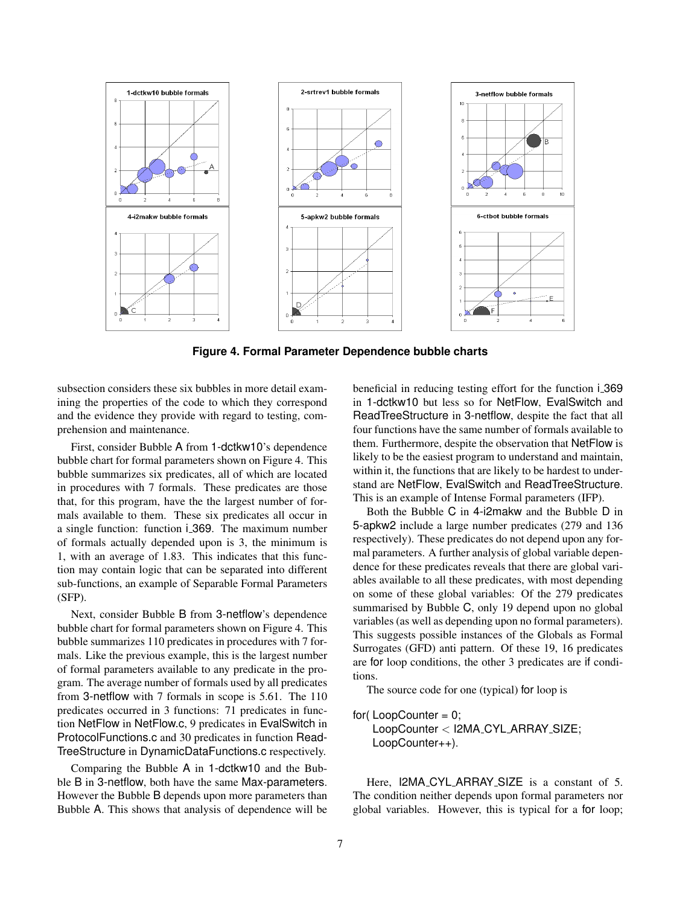**Figure 4. Formal Parameter Dependence bubble charts**

subsection considers these six bubbles in more detail examining the properties of the code to which they correspond and the evidence they provide with regard to testing, comprehension and maintenance.

First, consider Bubble A from 1-dctkw10's dependence bubble chart for formal parameters shown on Figure 4. This bubble summarizes six predicates, all of which are located in procedures with 7 formals. These predicates are those that, for this program, have the the largest number of formals available to them. These six predicates all occur in a single function: function i_369. The maximum number of formals actually depended upon is 3, the minimum is 1, with an average of 1.83. This indicates that this function may contain logic that can be separated into different sub-functions, an example of Separable Formal Parameters (SFP).

Next, consider Bubble B from 3-netflow's dependence bubble chart for formal parameters shown on Figure 4. This bubble summarizes 110 predicates in procedures with 7 formals. Like the previous example, this is the largest number of formal parameters available to any predicate in the program. The average number of formals used by all predicates from 3-netflow with 7 formals in scope is 5.61. The 110 predicates occurred in 3 functions: 71 predicates in function NetFlow in NetFlow.c, 9 predicates in EvalSwitch in ProtocolFunctions.c and 30 predicates in function ReadTreeStructure in DynamicDataFunctions.c respectively.

Comparing the Bubble A in 1-dctkw10 and the Bubble B in 3-netflow, both have the same Max-parameters. However the Bubble B depends upon more parameters than Bubble A. This shows that analysis of dependence will be beneficial in reducing testing effort for the function i_369 in 1-dctkw10 but less so for NetFlow, EvalSwitch and ReadTreeStructure in 3-netflow, despite the fact that all four functions have the same number of formals available to them. Furthermore, despite the observation that NetFlow is likely to be the easiest program to understand and maintain, within it, the functions that are likely to be hardest to understand are NetFlow, EvalSwitch and ReadTreeStructure. This is an example of Intense Formal parameters (IFP).

Both the Bubble C in 4-i2makw and the Bubble D in 5-apkw2 include a large number predicates (279 and 136 respectively). These predicates do not depend upon any formal parameters. A further analysis of global variable dependence for these predicates reveals that there are global variables available to all these predicates, with most depending on some of these global variables: Of the 279 predicates summarised by Bubble C, only 19 depend upon no global variables (as well as depending upon no formal parameters). This suggests possible instances of the Globals as Formal Surrogates (GFD) anti pattern. Of these 19, 16 predicates are for loop conditions, the other 3 predicates are if conditions.

The source code for one (typical) for loop is

```
for( LoopCounter = 0;
    LoopCounter < I2MA_CYL_ARRAY_SIZE;
    LoopCounter++).
```

Here, I2MA_CYL_ARRAY_SIZE is a constant of 5. The condition neither depends upon formal parameters nor global variables. However, this is typical for a for loop;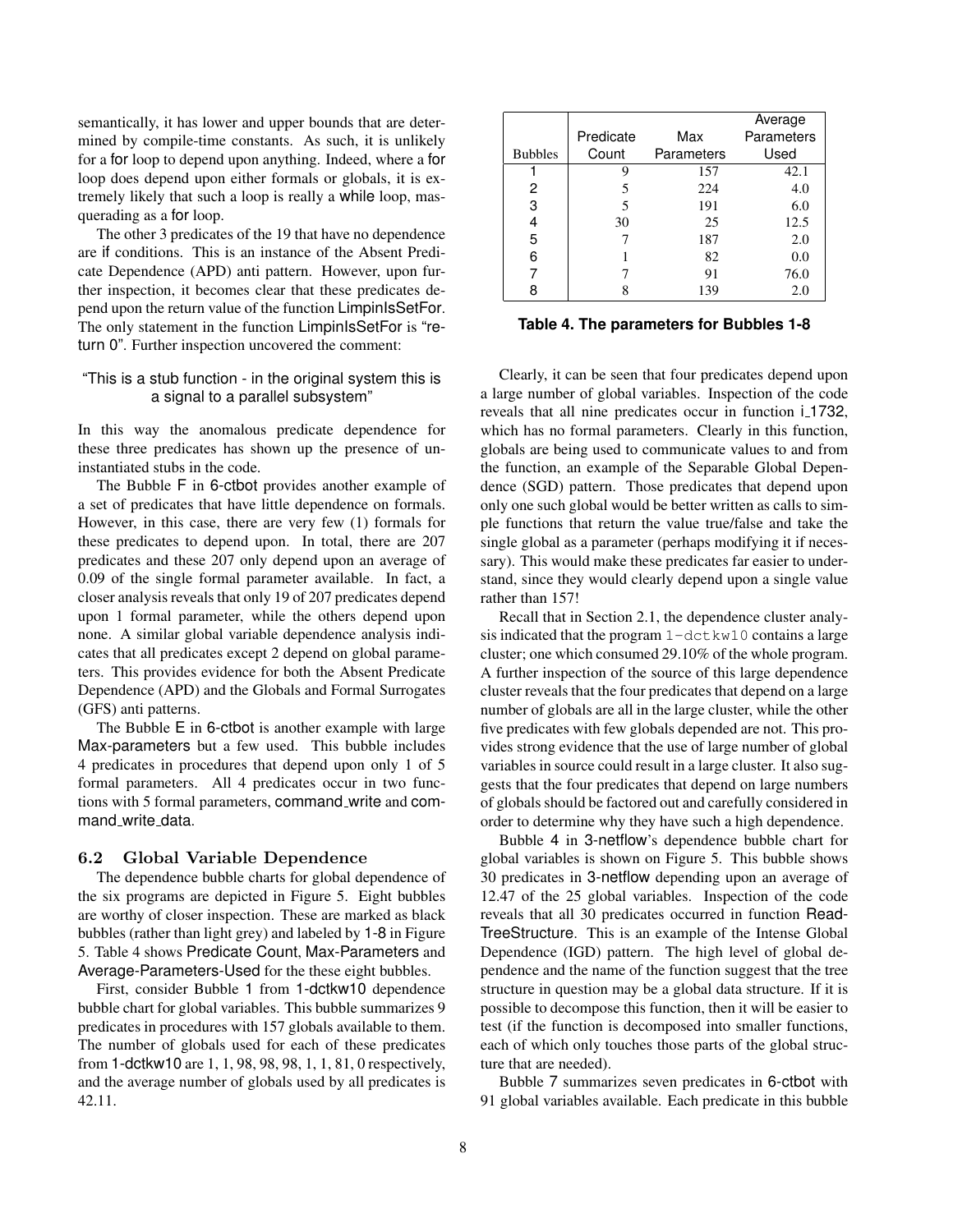semantically, it has lower and upper bounds that are determined by compile-time constants. As such, it is unlikely for a for loop to depend upon anything. Indeed, where a for loop does depend upon either formals or globals, it is extremely likely that such a loop is really a while loop, masquerading as a for loop.

The other 3 predicates of the 19 that have no dependence are if conditions. This is an instance of the Absent Predicate Dependence (APD) anti pattern. However, upon further inspection, it becomes clear that these predicates depend upon the return value of the function LimpinIsSetFor. The only statement in the function LimpinIsSetFor is "return 0". Further inspection uncovered the comment:

"This is a stub function - in the original system this is a signal to a parallel subsystem"

In this way the anomalous predicate dependence for these three predicates has shown up the presence of uninstantiated stubs in the code.

The Bubble F in 6-ctbot provides another example of a set of predicates that have little dependence on formals. However, in this case, there are very few (1) formals for these predicates to depend upon. In total, there are 207 predicates and these 207 only depend upon an average of 0.09 of the single formal parameter available. In fact, a closer analysis reveals that only 19 of 207 predicates depend upon 1 formal parameter, while the others depend upon none. A similar global variable dependence analysis indicates that all predicates except 2 depend on global parameters. This provides evidence for both the Absent Predicate Dependence (APD) and the Globals and Formal Surrogates (GFS) anti patterns.

The Bubble E in 6-ctbot is another example with large Max-parameters but a few used. This bubble includes 4 predicates in procedures that depend upon only 1 of 5 formal parameters. All 4 predicates occur in two functions with 5 formal parameters, command_write and command_write_data.

### 6.2 Global Variable Dependence

The dependence bubble charts for global dependence of the six programs are depicted in Figure 5. Eight bubbles are worthy of closer inspection. These are marked as black bubbles (rather than light grey) and labeled by 1-8 in Figure 5. Table 4 shows Predicate Count, Max-Parameters and Average-Parameters-Used for the these eight bubbles.

First, consider Bubble 1 from 1-dctkw10 dependence bubble chart for global variables. This bubble summarizes 9 predicates in procedures with 157 globals available to them. The number of globals used for each of these predicates from 1-dctkw10 are 1, 1, 98, 98, 98, 1, 1, 81, 0 respectively, and the average number of globals used by all predicates is 42.11.

| Bubbles | Predicate Count | Max Parameters | Average Parameters Used |
|---|---|---|---|
| 1 | 9 | 157 | 42.1 |
| 2 | 5 | 224 | 4.0 |
| 3 | 5 | 191 | 6.0 |
| 4 | 30 | 25 | 12.5 |
| 5 | 7 | 187 | 2.0 |
| 6 | 1 | 82 | 0.0 |
| 7 | 7 | 91 | 76.0 |
| 8 | 8 | 139 | 2.0 |

**Table 4. The parameters for Bubbles 1-8**

Clearly, it can be seen that four predicates depend upon a large number of global variables. Inspection of the code reveals that all nine predicates occur in function i_1732, which has no formal parameters. Clearly in this function, globals are being used to communicate values to and from the function, an example of the Separable Global Dependence (SGD) pattern. Those predicates that depend upon only one such global would be better written as calls to simple functions that return the value true/false and take the single global as a parameter (perhaps modifying it if necessary). This would make these predicates far easier to understand, since they would clearly depend upon a single value rather than 157!

Recall that in Section 2.1, the dependence cluster analysis indicated that the program 1-dctkw10 contains a large cluster; one which consumed 29.10% of the whole program. A further inspection of the source of this large dependence cluster reveals that the four predicates that depend on a large number of globals are all in the large cluster, while the other five predicates with few globals depended are not. This provides strong evidence that the use of large number of global variables in source could result in a large cluster. It also suggests that the four predicates that depend on large numbers of globals should be factored out and carefully considered in order to determine why they have such a high dependence.

Bubble 4 in 3-netflow's dependence bubble chart for global variables is shown on Figure 5. This bubble shows 30 predicates in 3-netflow depending upon an average of 12.47 of the 25 global variables. Inspection of the code reveals that all 30 predicates occurred in function ReadTreeStructure. This is an example of the Intense Global Dependence (IGD) pattern. The high level of global dependence and the name of the function suggest that the tree structure in question may be a global data structure. If it is possible to decompose this function, then it will be easier to test (if the function is decomposed into smaller functions, each of which only touches those parts of the global structure that are needed).

Bubble 7 summarizes seven predicates in 6-ctbot with 91 global variables available. Each predicate in this bubble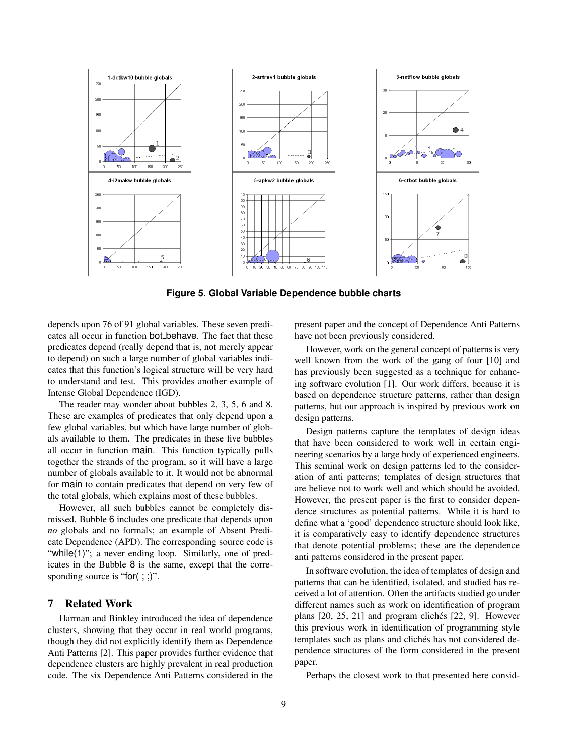**Figure 5. Global Variable Dependence bubble charts**

depends upon 76 of 91 global variables. These seven predicates all occur in function bot_behave. The fact that these predicates depend (really depend that is, not merely appear to depend) on such a large number of global variables indicates that this function's logical structure will be very hard to understand and test. This provides another example of Intense Global Dependence (IGD).

The reader may wonder about bubbles 2, 3, 5, 6 and 8. These are examples of predicates that only depend upon a few global variables, but which have large number of globals available to them. The predicates in these five bubbles all occur in function main. This function typically pulls together the strands of the program, so it will have a large number of globals available to it. It would not be abnormal for main to contain predicates that depend on very few of the total globals, which explains most of these bubbles.

However, all such bubbles cannot be completely dismissed. Bubble 6 includes one predicate that depends upon *no* globals and no formals; an example of Absent Predicate Dependence (APD). The corresponding source code is "while(1)"; a never ending loop. Similarly, one of predicates in the Bubble 8 is the same, except that the corresponding source is "for( ; ;)".

## 7 Related Work

Harman and Binkley introduced the idea of dependence clusters, showing that they occur in real world programs, though they did not explicitly identify them as Dependence Anti Patterns [2]. This paper provides further evidence that dependence clusters are highly prevalent in real production code. The six Dependence Anti Patterns considered in the present paper and the concept of Dependence Anti Patterns have not been previously considered.

However, work on the general concept of patterns is very well known from the work of the gang of four [10] and has previously been suggested as a technique for enhancing software evolution [1]. Our work differs, because it is based on dependence structure patterns, rather than design patterns, but our approach is inspired by previous work on design patterns.

Design patterns capture the templates of design ideas that have been considered to work well in certain engineering scenarios by a large body of experienced engineers. This seminal work on design patterns led to the consideration of anti patterns; templates of design structures that are believe not to work well and which should be avoided. However, the present paper is the first to consider dependence structures as potential patterns. While it is hard to define what a 'good' dependence structure should look like, it is comparatively easy to identify dependence structures that denote potential problems; these are the dependence anti patterns considered in the present paper.

In software evolution, the idea of templates of design and patterns that can be identified, isolated, and studied has received a lot of attention. Often the artifacts studied go under different names such as work on identification of program plans [20, 25, 21] and program clichés [22, 9]. However this previous work in identification of programming style templates such as plans and clichés has not considered dependence structures of the form considered in the present paper.

Perhaps the closest work to that presented here consid-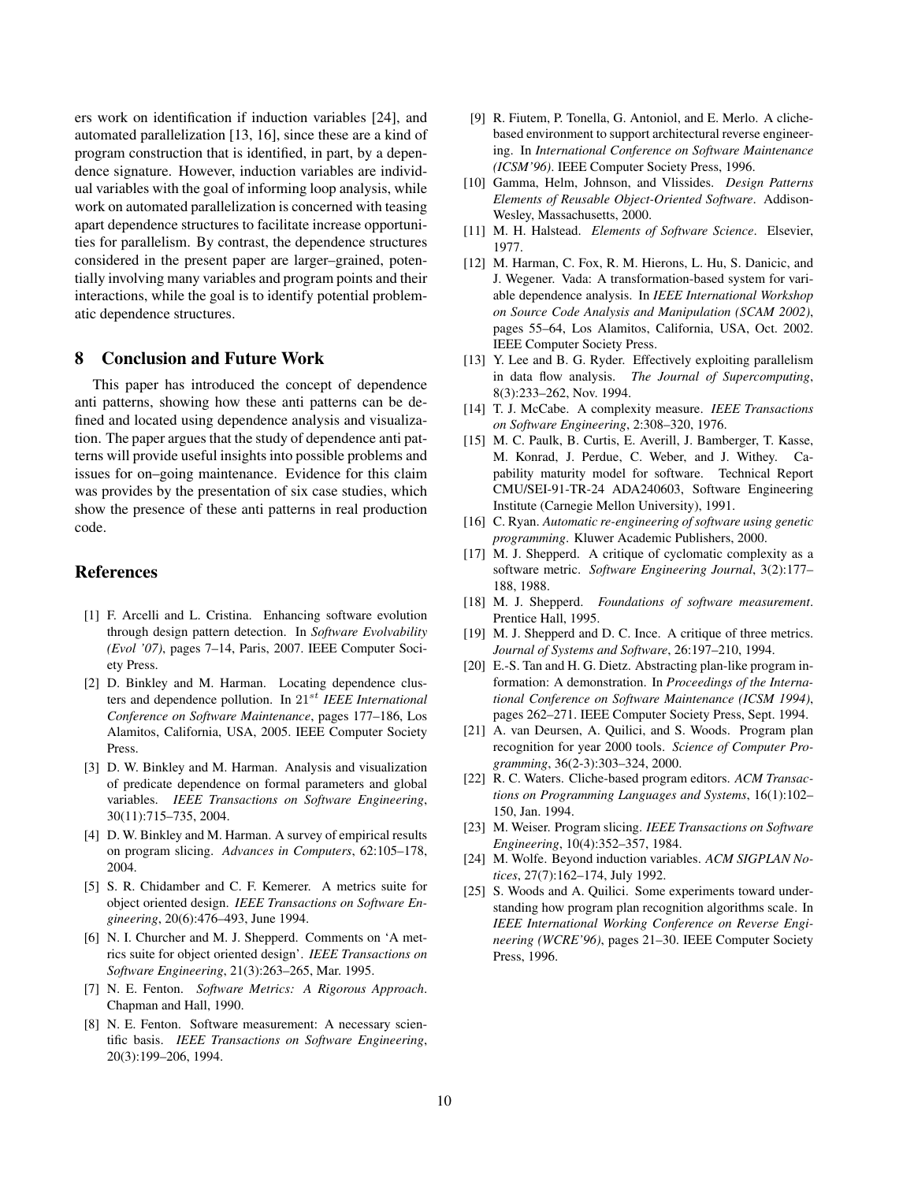ers work on identification if induction variables [24], and automated parallelization [13, 16], since these are a kind of program construction that is identified, in part, by a dependence signature. However, induction variables are individual variables with the goal of informing loop analysis, while work on automated parallelization is concerned with teasing apart dependence structures to facilitate increase opportunities for parallelism. By contrast, the dependence structures considered in the present paper are larger–grained, potentially involving many variables and program points and their interactions, while the goal is to identify potential problematic dependence structures.

## 8 Conclusion and Future Work

This paper has introduced the concept of dependence anti patterns, showing how these anti patterns can be defined and located using dependence analysis and visualization. The paper argues that the study of dependence anti patterns will provide useful insights into possible problems and issues for on–going maintenance. Evidence for this claim was provides by the presentation of six case studies, which show the presence of these anti patterns in real production code.

## References

[1] F. Arcelli and L. Cristina. Enhancing software evolution through design pattern detection. In *Software Evolvability (Evol '07)*, pages 7–14, Paris, 2007. IEEE Computer Society Press.

[2] D. Binkley and M. Harman. Locating dependence clusters and dependence pollution. In $21^{st}$ *IEEE International Conference on Software Maintenance*, pages 177–186, Los Alamitos, California, USA, 2005. IEEE Computer Society Press.

[3] D. W. Binkley and M. Harman. Analysis and visualization of predicate dependence on formal parameters and global variables. *IEEE Transactions on Software Engineering*, 30(11):715–735, 2004.

[4] D. W. Binkley and M. Harman. A survey of empirical results on program slicing. *Advances in Computers*, 62:105–178, 2004.

[5] S. R. Chidamber and C. F. Kemerer. A metrics suite for object oriented design. *IEEE Transactions on Software Engineering*, 20(6):476–493, June 1994.

[6] N. I. Churcher and M. J. Shepperd. Comments on 'A metrics suite for object oriented design'. *IEEE Transactions on Software Engineering*, 21(3):263–265, Mar. 1995.

[7] N. E. Fenton. *Software Metrics: A Rigorous Approach*. Chapman and Hall, 1990.

[8] N. E. Fenton. Software measurement: A necessary scientific basis. *IEEE Transactions on Software Engineering*, 20(3):199–206, 1994.

[9] R. Fiutem, P. Tonella, G. Antoniol, and E. Merlo. A cliche-based environment to support architectural reverse engineering. In *International Conference on Software Maintenance (ICSM'96)*. IEEE Computer Society Press, 1996.

[10] Gamma, Helm, Johnson, and Vlissides. *Design Patterns Elements of Reusable Object-Oriented Software*. Addison-Wesley, Massachusetts, 2000.

[11] M. H. Halstead. *Elements of Software Science*. Elsevier, 1977.

[12] M. Harman, C. Fox, R. M. Hierons, L. Hu, S. Danicic, and J. Wegener. Vada: A transformation-based system for variable dependence analysis. In *IEEE International Workshop on Source Code Analysis and Manipulation (SCAM 2002)*, pages 55–64, Los Alamitos, California, USA, Oct. 2002. IEEE Computer Society Press.

[13] Y. Lee and B. G. Ryder. Effectively exploiting parallelism in data flow analysis. *The Journal of Supercomputing*, 8(3):233–262, Nov. 1994.

[14] T. J. McCabe. A complexity measure. *IEEE Transactions on Software Engineering*, 2:308–320, 1976.

[15] M. C. Paulk, B. Curtis, E. Averill, J. Bamberger, T. Kasse, M. Konrad, J. Perdue, C. Weber, and J. Withey. Capability maturity model for software. Technical Report CMU/SEI-91-TR-24 ADA240603, Software Engineering Institute (Carnegie Mellon University), 1991.

[16] C. Ryan. *Automatic re-engineering of software using genetic programming*. Kluwer Academic Publishers, 2000.

[17] M. J. Shepperd. A critique of cyclomatic complexity as a software metric. *Software Engineering Journal*, 3(2):177–188, 1988.

[18] M. J. Shepperd. *Foundations of software measurement*. Prentice Hall, 1995.

[19] M. J. Shepperd and D. C. Ince. A critique of three metrics. *Journal of Systems and Software*, 26:197–210, 1994.

[20] E.-S. Tan and H. G. Dietz. Abstracting plan-like program information: A demonstration. In *Proceedings of the International Conference on Software Maintenance (ICSM 1994)*, pages 262–271. IEEE Computer Society Press, Sept. 1994.

[21] A. van Deursen, A. Quilici, and S. Woods. Program plan recognition for year 2000 tools. *Science of Computer Programming*, 36(2-3):303–324, 2000.

[22] R. C. Waters. Cliche-based program editors. *ACM Transactions on Programming Languages and Systems*, 16(1):102–150, Jan. 1994.

[23] M. Weiser. Program slicing. *IEEE Transactions on Software Engineering*, 10(4):352–357, 1984.

[24] M. Wolfe. Beyond induction variables. *ACM SIGPLAN Notices*, 27(7):162–174, July 1992.

[25] S. Woods and A. Quilici. Some experiments toward understanding how program plan recognition algorithms scale. In *IEEE International Working Conference on Reverse Engineering (WCRE'96)*, pages 21–30. IEEE Computer Society Press, 1996.